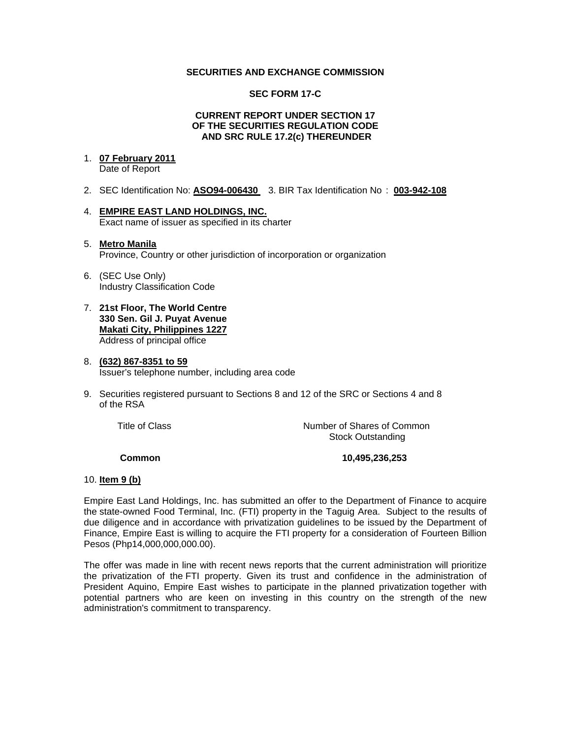**SECURITIES AND EXCHANGE COMMISSION**

**SEC FORM 17-C**

**CURRENT REPORT UNDER SECTION 17**
**OF THE SECURITIES REGULATION CODE**
**AND SRC RULE 17.2(c) THEREUNDER**

1. **07 February 2011**
   Date of Report

2. SEC Identification No: **ASO94-006430** 3. BIR Tax Identification No : **003-942-108**

4. **EMPIRE EAST LAND HOLDINGS, INC.**
   Exact name of issuer as specified in its charter

5. **Metro Manila**
   Province, Country or other jurisdiction of incorporation or organization

6. (SEC Use Only)
   Industry Classification Code

7. **21st Floor, The World Centre**
   **330 Sen. Gil J. Puyat Avenue**
   **Makati City, Philippines 1227**
   Address of principal office

8. **(632) 867-8351 to 59**
   Issuer's telephone number, including area code

9. Securities registered pursuant to Sections 8 and 12 of the SRC or Sections 4 and 8 of the RSA

| Title of Class | Number of Shares of Common Stock Outstanding |
|---|---|
| **Common** | **10,495,236,253** |

10. **Item 9 (b)**

Empire East Land Holdings, Inc. has submitted an offer to the Department of Finance to acquire the state-owned Food Terminal, Inc. (FTI) property in the Taguig Area. Subject to the results of due diligence and in accordance with privatization guidelines to be issued by the Department of Finance, Empire East is willing to acquire the FTI property for a consideration of Fourteen Billion Pesos (Php14,000,000,000.00).

The offer was made in line with recent news reports that the current administration will prioritize the privatization of the FTI property. Given its trust and confidence in the administration of President Aquino, Empire East wishes to participate in the planned privatization together with potential partners who are keen on investing in this country on the strength of the new administration's commitment to transparency.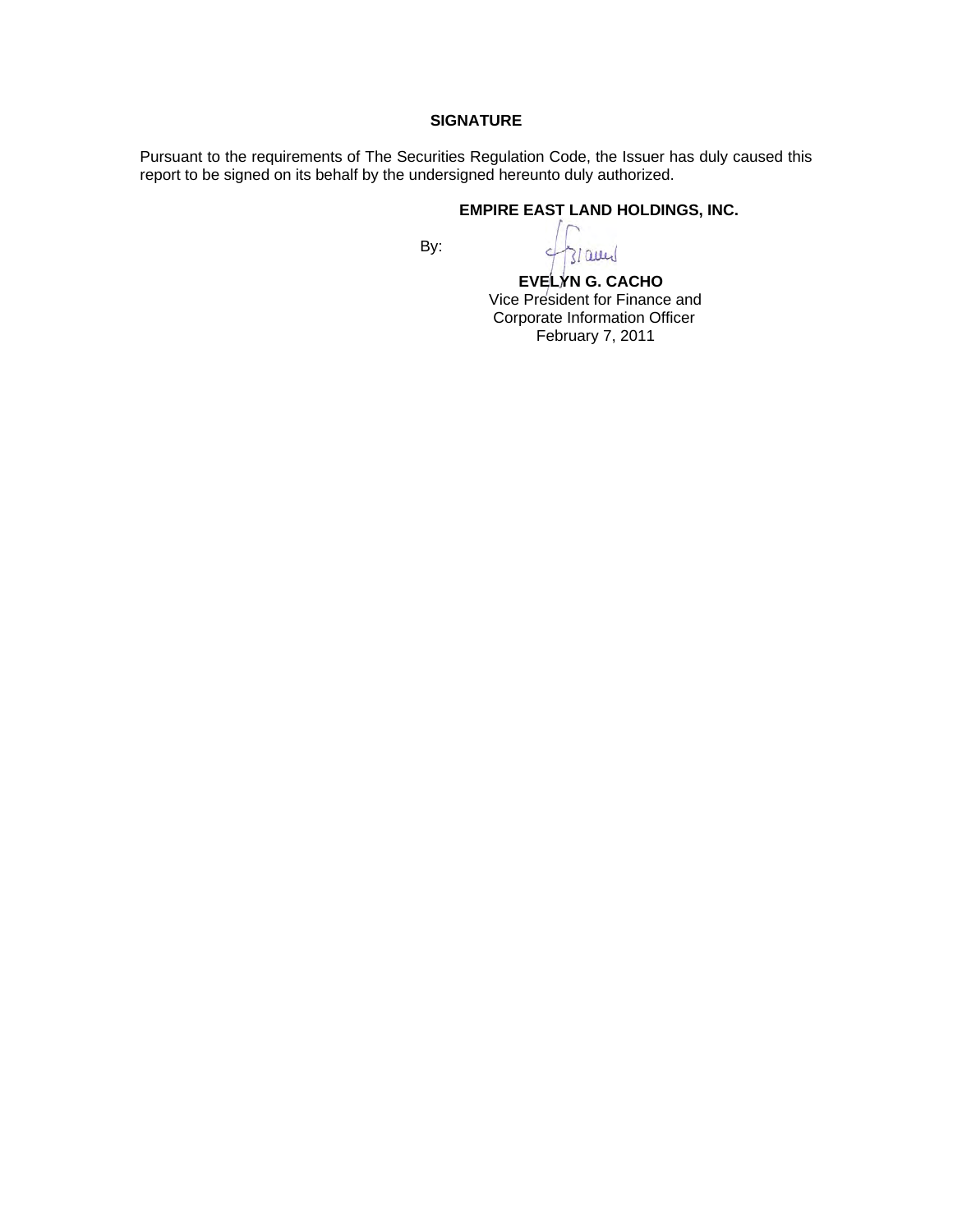**SIGNATURE**

Pursuant to the requirements of The Securities Regulation Code, the Issuer has duly caused this report to be signed on its behalf by the undersigned hereunto duly authorized.

**EMPIRE EAST LAND HOLDINGS, INC.**

By:

**EVELYN G. CACHO**
Vice President for Finance and
Corporate Information Officer
February 7, 2011